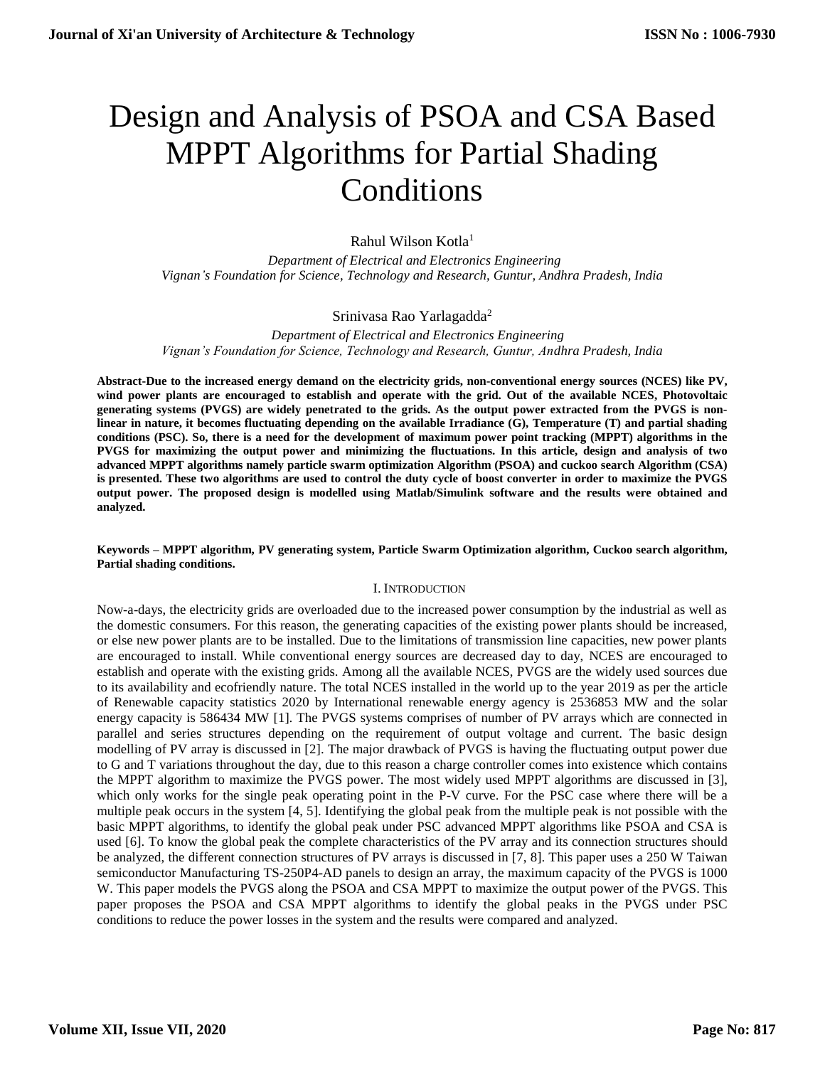# Design and Analysis of PSOA and CSA Based MPPT Algorithms for Partial Shading Conditions

Rahul Wilson Kotla[1]

*Department of Electrical and Electronics Engineering*
*Vignan's Foundation for Science, Technology and Research, Guntur, Andhra Pradesh, India*

Srinivasa Rao Yarlagadda[2]

*Department of Electrical and Electronics Engineering*
*Vignan's Foundation for Science, Technology and Research, Guntur, Andhra Pradesh, India*

**Abstract-Due to the increased energy demand on the electricity grids, non-conventional energy sources (NCES) like PV, wind power plants are encouraged to establish and operate with the grid. Out of the available NCES, Photovoltaic generating systems (PVGS) are widely penetrated to the grids. As the output power extracted from the PVGS is non-linear in nature, it becomes fluctuating depending on the available Irradiance (G), Temperature (T) and partial shading conditions (PSC). So, there is a need for the development of maximum power point tracking (MPPT) algorithms in the PVGS for maximizing the output power and minimizing the fluctuations. In this article, design and analysis of two advanced MPPT algorithms namely particle swarm optimization Algorithm (PSOA) and cuckoo search Algorithm (CSA) is presented. These two algorithms are used to control the duty cycle of boost converter in order to maximize the PVGS output power. The proposed design is modelled using Matlab/Simulink software and the results were obtained and analyzed.**

**Keywords – MPPT algorithm, PV generating system, Particle Swarm Optimization algorithm, Cuckoo search algorithm, Partial shading conditions.**

## I. INTRODUCTION

Now-a-days, the electricity grids are overloaded due to the increased power consumption by the industrial as well as the domestic consumers. For this reason, the generating capacities of the existing power plants should be increased, or else new power plants are to be installed. Due to the limitations of transmission line capacities, new power plants are encouraged to install. While conventional energy sources are decreased day to day, NCES are encouraged to establish and operate with the existing grids. Among all the available NCES, PVGS are the widely used sources due to its availability and ecofriendly nature. The total NCES installed in the world up to the year 2019 as per the article of Renewable capacity statistics 2020 by International renewable energy agency is 2536853 MW and the solar energy capacity is 586434 MW [1]. The PVGS systems comprises of number of PV arrays which are connected in parallel and series structures depending on the requirement of output voltage and current. The basic design modelling of PV array is discussed in [2]. The major drawback of PVGS is having the fluctuating output power due to G and T variations throughout the day, due to this reason a charge controller comes into existence which contains the MPPT algorithm to maximize the PVGS power. The most widely used MPPT algorithms are discussed in [3], which only works for the single peak operating point in the P-V curve. For the PSC case where there will be a multiple peak occurs in the system [4, 5]. Identifying the global peak from the multiple peak is not possible with the basic MPPT algorithms, to identify the global peak under PSC advanced MPPT algorithms like PSOA and CSA is used [6]. To know the global peak the complete characteristics of the PV array and its connection structures should be analyzed, the different connection structures of PV arrays is discussed in [7, 8]. This paper uses a 250 W Taiwan semiconductor Manufacturing TS-250P4-AD panels to design an array, the maximum capacity of the PVGS is 1000 W. This paper models the PVGS along the PSOA and CSA MPPT to maximize the output power of the PVGS. This paper proposes the PSOA and CSA MPPT algorithms to identify the global peaks in the PVGS under PSC conditions to reduce the power losses in the system and the results were compared and analyzed.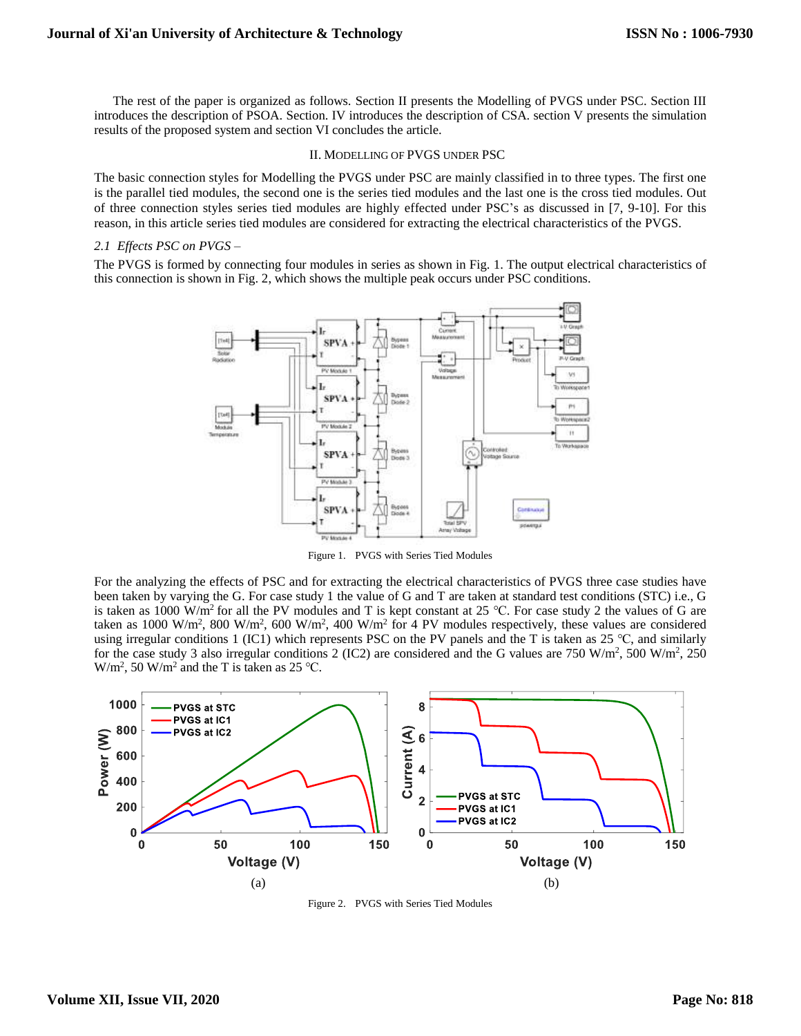The rest of the paper is organized as follows. Section II presents the Modelling of PVGS under PSC. Section III introduces the description of PSOA. Section. IV introduces the description of CSA. section V presents the simulation results of the proposed system and section VI concludes the article.

## II. Modelling of PVGS under PSC

The basic connection styles for Modelling the PVGS under PSC are mainly classified in to three types. The first one is the parallel tied modules, the second one is the series tied modules and the last one is the cross tied modules. Out of three connection styles series tied modules are highly effected under PSC's as discussed in [7, 9-10]. For this reason, in this article series tied modules are considered for extracting the electrical characteristics of the PVGS.

### *2.1 Effects PSC on PVGS –*

The PVGS is formed by connecting four modules in series as shown in Fig. 1. The output electrical characteristics of this connection is shown in Fig. 2, which shows the multiple peak occurs under PSC conditions.

Figure 1. PVGS with Series Tied Modules

For the analyzing the effects of PSC and for extracting the electrical characteristics of PVGS three case studies have been taken by varying the G. For case study 1 the value of G and T are taken at standard test conditions (STC) i.e., G is taken as 1000 W/m$^2$ for all the PV modules and T is kept constant at 25 °C. For case study 2 the values of G are taken as 1000 W/m$^2$, 800 W/m$^2$, 600 W/m$^2$, 400 W/m$^2$ for 4 PV modules respectively, these values are considered using irregular conditions 1 (IC1) which represents PSC on the PV panels and the T is taken as 25 °C, and similarly for the case study 3 also irregular conditions 2 (IC2) are considered and the G values are 750 W/m$^2$, 500 W/m$^2$, 250 W/m$^2$, 50 W/m$^2$ and the T is taken as 25 °C.

(a) (b)

Figure 2. PVGS with Series Tied Modules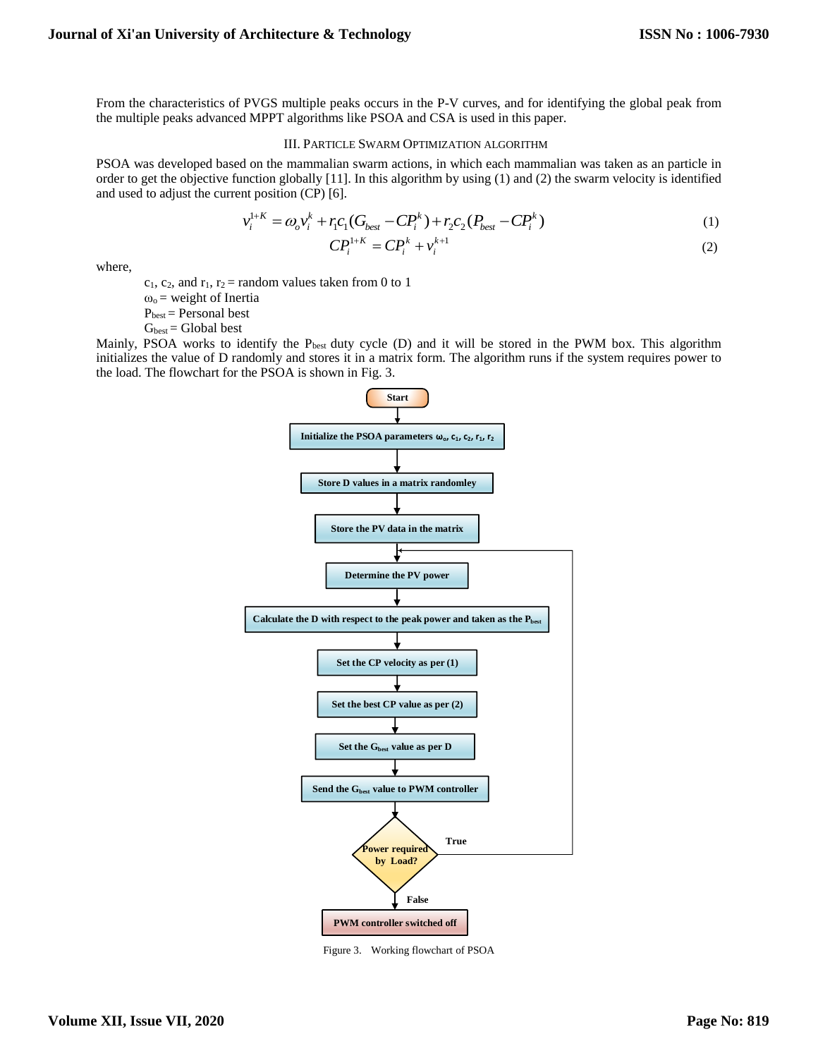From the characteristics of PVGS multiple peaks occurs in the P-V curves, and for identifying the global peak from the multiple peaks advanced MPPT algorithms like PSOA and CSA is used in this paper.

## III. Particle Swarm Optimization algorithm

PSOA was developed based on the mammalian swarm actions, in which each mammalian was taken as an particle in order to get the objective function globally [11]. In this algorithm by using (1) and (2) the swarm velocity is identified and used to adjust the current position (CP) [6].

$$v_i^{1+K} = \omega_o v_i^k + r_1 c_1 (G_{best} - CP_i^k) + r_2 c_2 (P_{best} - CP_i^k) \tag{1}$$

$$CP_i^{1+K} = CP_i^k + v_i^{k+1} \tag{2}$$

where,

- $c_1$, $c_2$, and $r_1$, $r_2$ = random values taken from 0 to 1
- $\omega_o$ = weight of Inertia
- $P_{best}$ = Personal best
- $G_{best}$ = Global best

Mainly, PSOA works to identify the $P_{best}$ duty cycle (D) and it will be stored in the PWM box. This algorithm initializes the value of D randomly and stores it in a matrix form. The algorithm runs if the system requires power to the load. The flowchart for the PSOA is shown in Fig. 3.

Start → Initialize the PSOA parameters $\omega_o$, $c_1$, $c_2$, $r_1$, $r_2$ → Store D values in a matrix randomley → Store the PV data in the matrix → Determine the PV power → Calculate the D with respect to the peak power and taken as the $P_{best}$ → Set the CP velocity as per (1) → Set the best CP value as per (2) → Set the $G_{best}$ value as per D → Send the $G_{best}$ value to PWM controller → Power required by Load? (True → Determine the PV power; False → PWM controller switched off)

Figure 3. Working flowchart of PSOA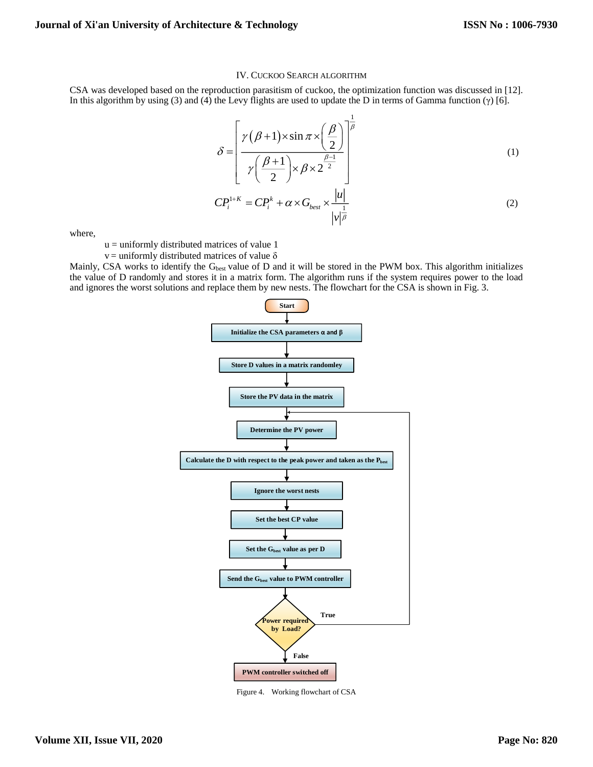## IV. CUCKOO SEARCH ALGORITHM

CSA was developed based on the reproduction parasitism of cuckoo, the optimization function was discussed in [12]. In this algorithm by using (3) and (4) the Levy flights are used to update the D in terms of Gamma function (γ) [6].

$$\delta = \left[ \frac{\gamma(\beta+1) \times \sin\pi \times \left(\frac{\beta}{2}\right)}{\gamma\left(\frac{\beta+1}{2}\right) \times \beta \times 2^{\frac{\beta-1}{2}}} \right]^{\frac{1}{\beta}} \tag{1}$$

$$CP_i^{1+K} = CP_i^k + \alpha \times G_{best} \times \frac{|u|}{|v|^{\frac{1}{\beta}}} \tag{2}$$

where,

u = uniformly distributed matrices of value 1

v = uniformly distributed matrices of value δ

Mainly, CSA works to identify the $G_{best}$ value of D and it will be stored in the PWM box. This algorithm initializes the value of D randomly and stores it in a matrix form. The algorithm runs if the system requires power to the load and ignores the worst solutions and replace them by new nests. The flowchart for the CSA is shown in Fig. 3.

```
Start
  ↓
Initialize the CSA parameters α and β
  ↓
Store D values in a matrix randomley
  ↓
Store the PV data in the matrix
  ↓
Determine the PV power  ←──────────────────┐
  ↓                                          │
Calculate the D with respect to the peak power and taken as the P_best
  ↓                                          │
Ignore the worst nests                       │
  ↓                                          │
Set the best CP value                        │
  ↓                                          │
Set the G_best value as per D                │
  ↓                                          │
Send the G_best value to PWM controller      │
  ↓                                          │
Power required by Load? ── True ─────────────┘
  ↓ False
PWM controller switched off
```

Figure 4. Working flowchart of CSA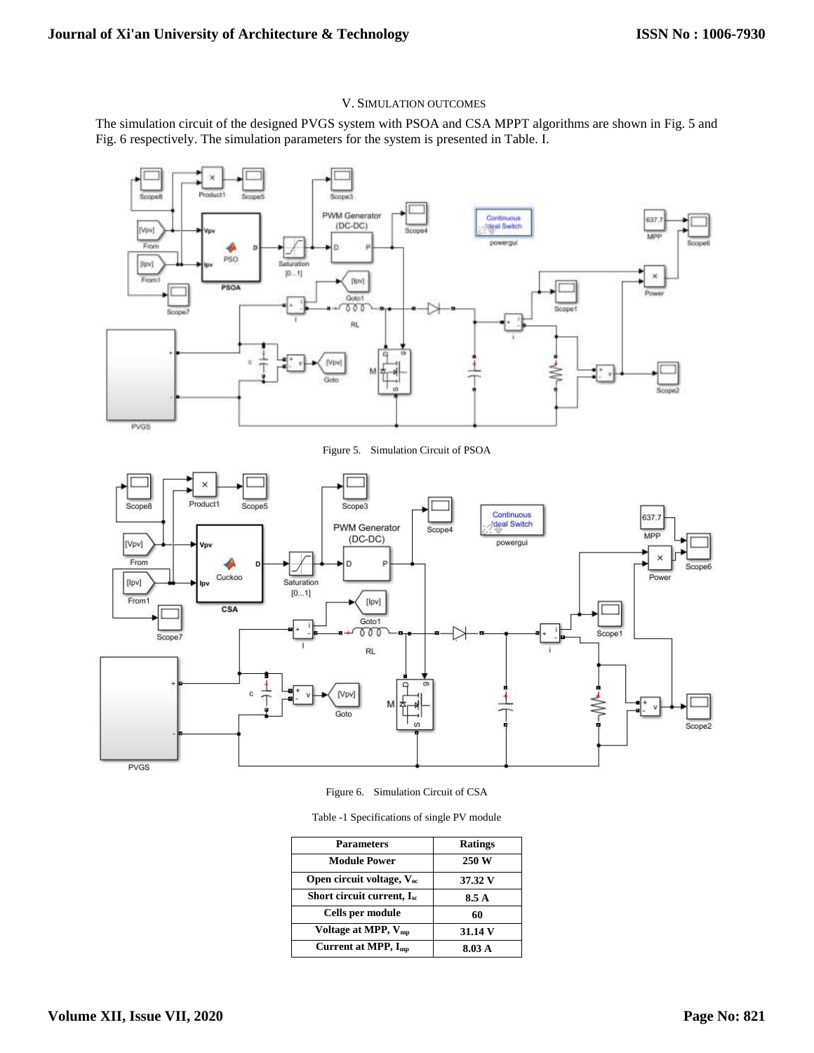## V. Simulation Outcomes

The simulation circuit of the designed PVGS system with PSOA and CSA MPPT algorithms are shown in Fig. 5 and Fig. 6 respectively. The simulation parameters for the system is presented in Table. I.

Figure 5. Simulation Circuit of PSOA

Figure 6. Simulation Circuit of CSA

Table -1 Specifications of single PV module

| Parameters | Ratings |
|---|---|
| **Module Power** | **250 W** |
| **Open circuit voltage, $V_{oc}$** | **37.32 V** |
| **Short circuit current, $I_{sc}$** | **8.5 A** |
| **Cells per module** | **60** |
| **Voltage at MPP, $V_{mp}$** | **31.14 V** |
| **Current at MPP, $I_{mp}$** | **8.03 A** |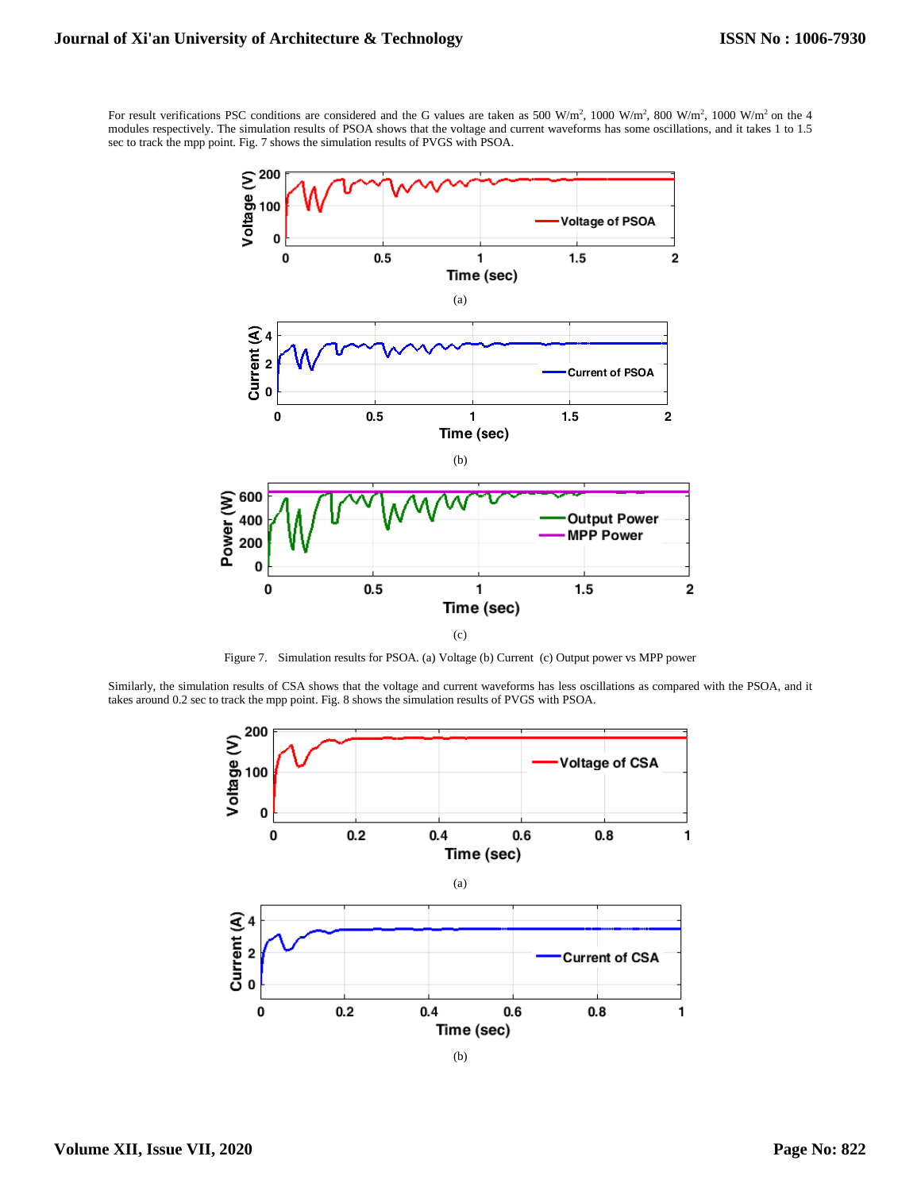For result verifications PSC conditions are considered and the G values are taken as 500 W/m², 1000 W/m², 800 W/m², 1000 W/m² on the 4 modules respectively. The simulation results of PSOA shows that the voltage and current waveforms has some oscillations, and it takes 1 to 1.5 sec to track the mpp point. Fig. 7 shows the simulation results of PVGS with PSOA.

(a)

(b)

(c)

Figure 7. Simulation results for PSOA. (a) Voltage (b) Current (c) Output power vs MPP power

Similarly, the simulation results of CSA shows that the voltage and current waveforms has less oscillations as compared with the PSOA, and it takes around 0.2 sec to track the mpp point. Fig. 8 shows the simulation results of PVGS with PSOA.

(a)

(b)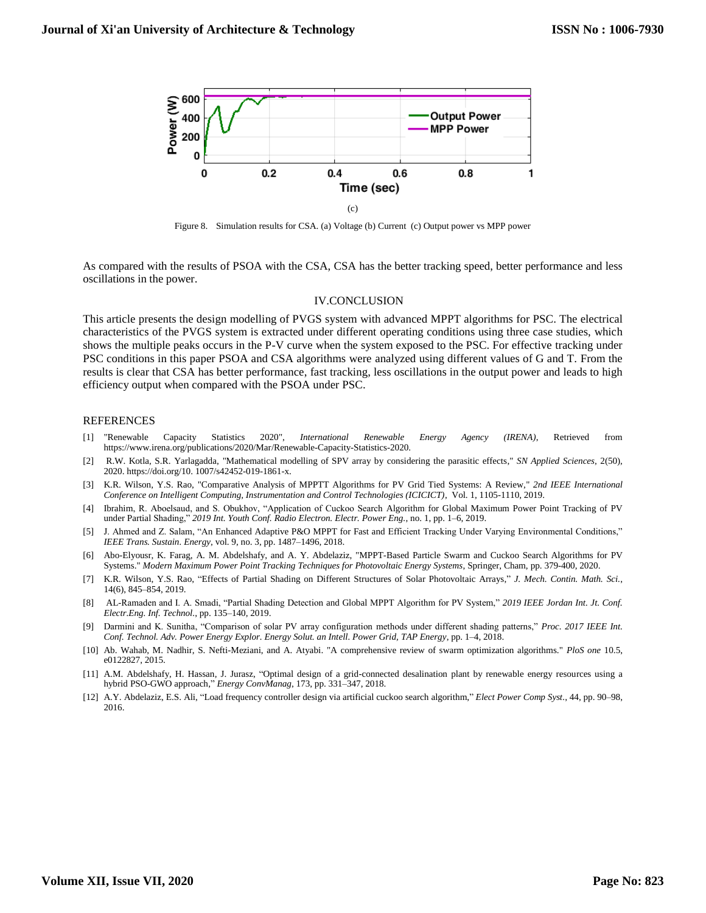Power (W)
600
400
200
0
0
0.2
0.4
0.6
0.8
1
Time (sec)
Output Power
MPP Power

(c)

Figure 8. Simulation results for CSA. (a) Voltage (b) Current (c) Output power vs MPP power

As compared with the results of PSOA with the CSA, CSA has the better tracking speed, better performance and less oscillations in the power.

## IV.CONCLUSION

This article presents the design modelling of PVGS system with advanced MPPT algorithms for PSC. The electrical characteristics of the PVGS system is extracted under different operating conditions using three case studies, which shows the multiple peaks occurs in the P-V curve when the system exposed to the PSC. For effective tracking under PSC conditions in this paper PSOA and CSA algorithms were analyzed using different values of G and T. From the results is clear that CSA has better performance, fast tracking, less oscillations in the output power and leads to high efficiency output when compared with the PSOA under PSC.

## REFERENCES

[1] "Renewable Capacity Statistics 2020", *International Renewable Energy Agency (IRENA)*, Retrieved from https://www.irena.org/publications/2020/Mar/Renewable-Capacity-Statistics-2020.

[2] R.W. Kotla, S.R. Yarlagadda, "Mathematical modelling of SPV array by considering the parasitic effects," *SN Applied Sciences*, 2(50), 2020. https://doi.org/10. 1007/s42452-019-1861-x.

[3] K.R. Wilson, Y.S. Rao, "Comparative Analysis of MPPTT Algorithms for PV Grid Tied Systems: A Review," *2nd IEEE International Conference on Intelligent Computing, Instrumentation and Control Technologies (ICICICT)*, Vol. 1, 1105-1110, 2019.

[4] Ibrahim, R. Aboelsaud, and S. Obukhov, "Application of Cuckoo Search Algorithm for Global Maximum Power Point Tracking of PV under Partial Shading," *2019 Int. Youth Conf. Radio Electron. Electr. Power Eng.*, no. 1, pp. 1–6, 2019.

[5] J. Ahmed and Z. Salam, "An Enhanced Adaptive P&O MPPT for Fast and Efficient Tracking Under Varying Environmental Conditions," *IEEE Trans. Sustain. Energy*, vol. 9, no. 3, pp. 1487–1496, 2018.

[6] Abo-Elyousr, K. Farag, A. M. Abdelshafy, and A. Y. Abdelaziz, "MPPT-Based Particle Swarm and Cuckoo Search Algorithms for PV Systems." *Modern Maximum Power Point Tracking Techniques for Photovoltaic Energy Systems*, Springer, Cham, pp. 379-400, 2020.

[7] K.R. Wilson, Y.S. Rao, "Effects of Partial Shading on Different Structures of Solar Photovoltaic Arrays," *J. Mech. Contin. Math. Sci.*, 14(6), 845–854, 2019.

[8] AL-Ramaden and I. A. Smadi, "Partial Shading Detection and Global MPPT Algorithm for PV System," *2019 IEEE Jordan Int. Jt. Conf. Electr.Eng. Inf. Technol.*, pp. 135–140, 2019.

[9] Darmini and K. Sunitha, "Comparison of solar PV array configuration methods under different shading patterns," *Proc. 2017 IEEE Int. Conf. Technol. Adv. Power Energy Explor. Energy Solut. an Intell. Power Grid, TAP Energy*, pp. 1–4, 2018.

[10] Ab. Wahab, M. Nadhir, S. Nefti-Meziani, and A. Atyabi. "A comprehensive review of swarm optimization algorithms." *PloS one* 10.5, e0122827, 2015.

[11] A.M. Abdelshafy, H. Hassan, J. Jurasz, "Optimal design of a grid-connected desalination plant by renewable energy resources using a hybrid PSO-GWO approach," *Energy ConvManag*, 173, pp. 331–347, 2018.

[12] A.Y. Abdelaziz, E.S. Ali, "Load frequency controller design via artificial cuckoo search algorithm," *Elect Power Comp Syst*., 44, pp. 90–98, 2016.